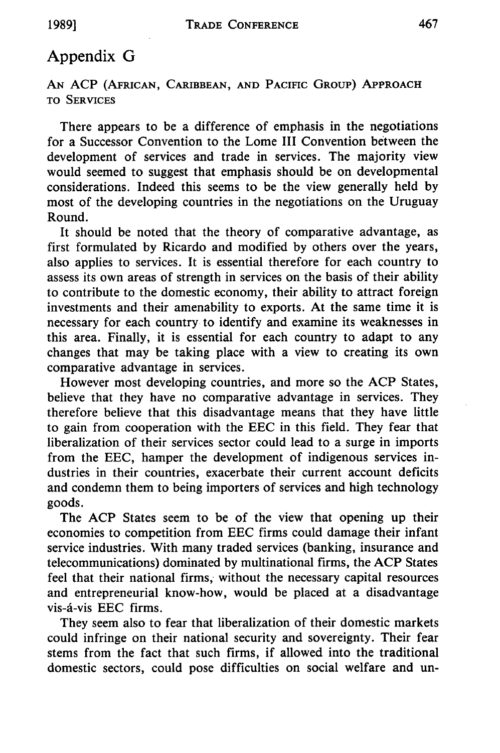## Appendix G

An ACP (African, Caribbean, and Pacific Group) Approach to Services

There appears to be a difference of emphasis in the negotiations for a Successor Convention to the Lome III Convention between the development of services and trade in services. The majority view would seemed to suggest that emphasis should be on developmental considerations. Indeed this seems to be the view generally held by most of the developing countries in the negotiations on the Uruguay Round.

It should be noted that the theory of comparative advantage, as first formulated by Ricardo and modified by others over the years, also applies to services. It is essential therefore for each country to assess its own areas of strength in services on the basis of their ability to contribute to the domestic economy, their ability to attract foreign investments and their amenability to exports. At the same time it is necessary for each country to identify and examine its weaknesses in this area. Finally, it is essential for each country to adapt to any changes that may be taking place with a view to creating its own comparative advantage in services.

However most developing countries, and more so the ACP States, believe that they have no comparative advantage in services. They therefore believe that this disadvantage means that they have little to gain from cooperation with the EEC in this field. They fear that liberalization of their services sector could lead to a surge in imports from the EEC, hamper the development of indigenous services industries in their countries, exacerbate their current account deficits and condemn them to being importers of services and high technology goods.

The ACP States seem to be of the view that opening up their economies to competition from EEC firms could damage their infant service industries. With many traded services (banking, insurance and telecommunications) dominated by multinational firms, the ACP States feel that their national firms, without the necessary capital resources and entrepreneurial know-how, would be placed at a disadvantage vis-á-vis EEC firms.

They seem also to fear that liberalization of their domestic markets could infringe on their national security and sovereignty. Their fear stems from the fact that such firms, if allowed into the traditional domestic sectors, could pose difficulties on social welfare and un-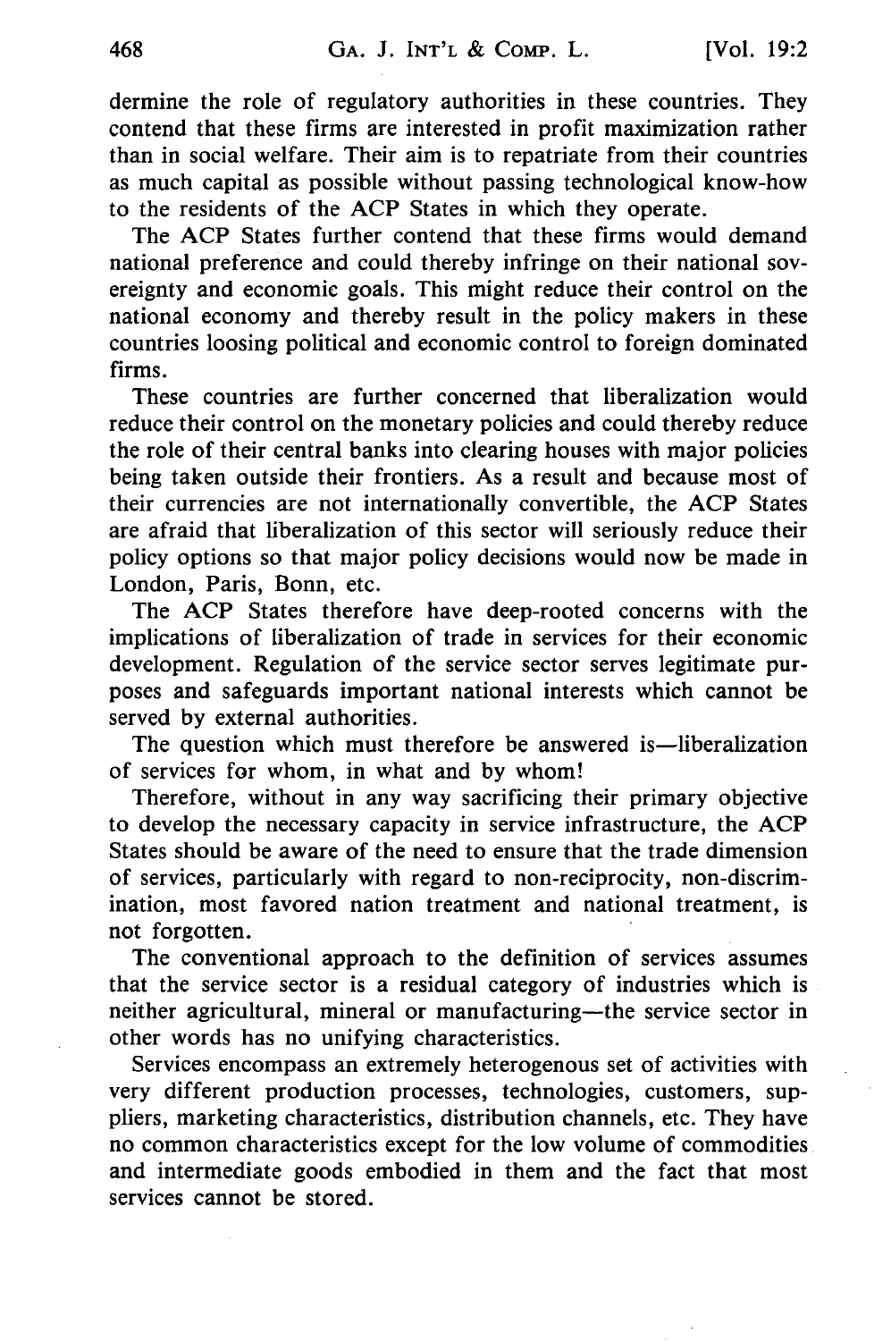dermine the role of regulatory authorities in these countries. They contend that these firms are interested in profit maximization rather than in social welfare. Their aim is to repatriate from their countries as much capital as possible without passing technological know-how to the residents of the ACP States in which they operate.

The ACP States further contend that these firms would demand national preference and could thereby infringe on their national sovereignty and economic goals. This might reduce their control on the national economy and thereby result in the policy makers in these countries loosing political and economic control to foreign dominated firms.

These countries are further concerned that liberalization would reduce their control on the monetary policies and could thereby reduce the role of their central banks into clearing houses with major policies being taken outside their frontiers. As a result and because most of their currencies are not internationally convertible, the ACP States are afraid that liberalization of this sector will seriously reduce their policy options so that major policy decisions would now be made in London, Paris, Bonn, etc.

The ACP States therefore have deep-rooted concerns with the implications of liberalization of trade in services for their economic development. Regulation of the service sector serves legitimate purposes and safeguards important national interests which cannot be served by external authorities.

The question which must therefore be answered is—liberalization of services for whom, in what and by whom!

Therefore, without in any way sacrificing their primary objective to develop the necessary capacity in service infrastructure, the ACP States should be aware of the need to ensure that the trade dimension of services, particularly with regard to non-reciprocity, non-discrimination, most favored nation treatment and national treatment, is not forgotten.

The conventional approach to the definition of services assumes that the service sector is a residual category of industries which is neither agricultural, mineral or manufacturing—the service sector in other words has no unifying characteristics.

Services encompass an extremely heterogenous set of activities with very different production processes, technologies, customers, suppliers, marketing characteristics, distribution channels, etc. They have no common characteristics except for the low volume of commodities and intermediate goods embodied in them and the fact that most services cannot be stored.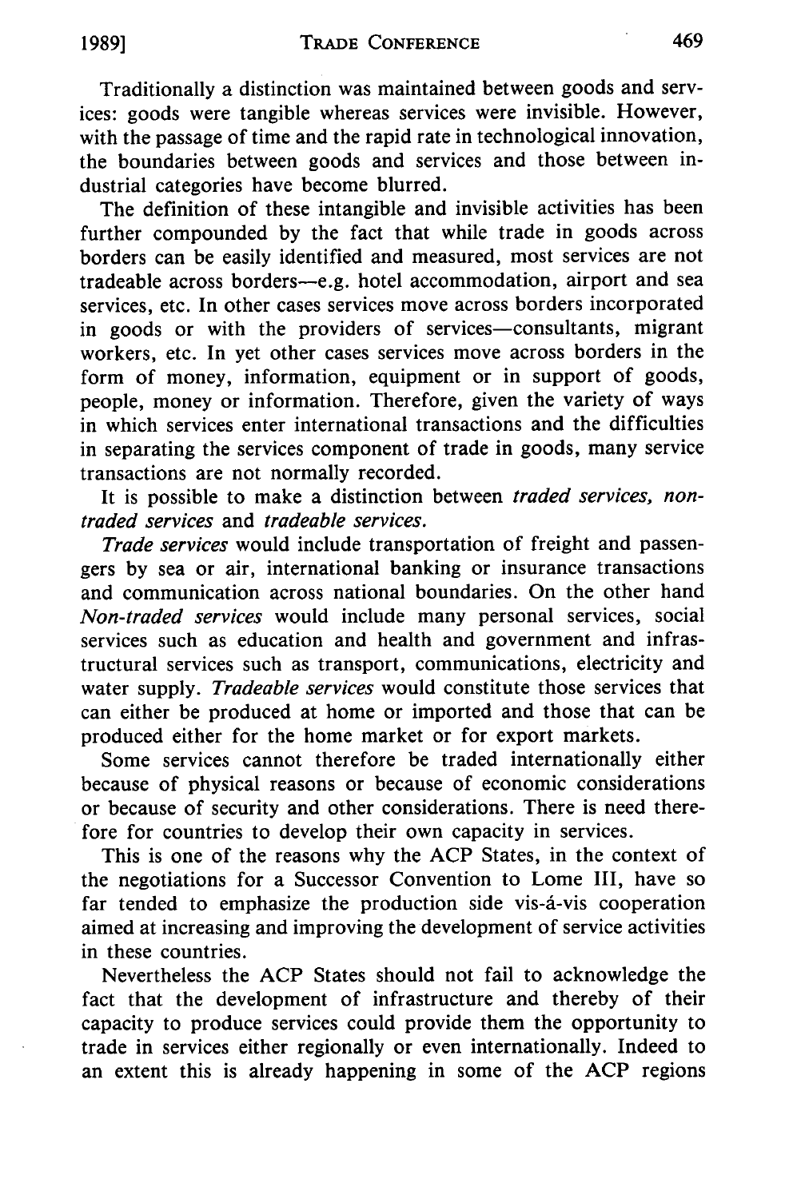Traditionally a distinction was maintained between goods and services: goods were tangible whereas services were invisible. However, with the passage of time and the rapid rate in technological innovation, the boundaries between goods and services and those between industrial categories have become blurred.

The definition of these intangible and invisible activities has been further compounded by the fact that while trade in goods across borders can be easily identified and measured, most services are not tradeable across borders—e.g. hotel accommodation, airport and sea services, etc. In other cases services move across borders incorporated in goods or with the providers of services—consultants, migrant workers, etc. In yet other cases services move across borders in the form of money, information, equipment or in support of goods, people, money or information. Therefore, given the variety of ways in which services enter international transactions and the difficulties in separating the services component of trade in goods, many service transactions are not normally recorded.

It is possible to make a distinction between *traded services, non-traded services* and *tradeable services.*

*Trade services* would include transportation of freight and passengers by sea or air, international banking or insurance transactions and communication across national boundaries. On the other hand *Non-traded services* would include many personal services, social services such as education and health and government and infrastructural services such as transport, communications, electricity and water supply. *Tradeable services* would constitute those services that can either be produced at home or imported and those that can be produced either for the home market or for export markets.

Some services cannot therefore be traded internationally either because of physical reasons or because of economic considerations or because of security and other considerations. There is need therefore for countries to develop their own capacity in services.

This is one of the reasons why the ACP States, in the context of the negotiations for a Successor Convention to Lome III, have so far tended to emphasize the production side vis-á-vis cooperation aimed at increasing and improving the development of service activities in these countries.

Nevertheless the ACP States should not fail to acknowledge the fact that the development of infrastructure and thereby of their capacity to produce services could provide them the opportunity to trade in services either regionally or even internationally. Indeed to an extent this is already happening in some of the ACP regions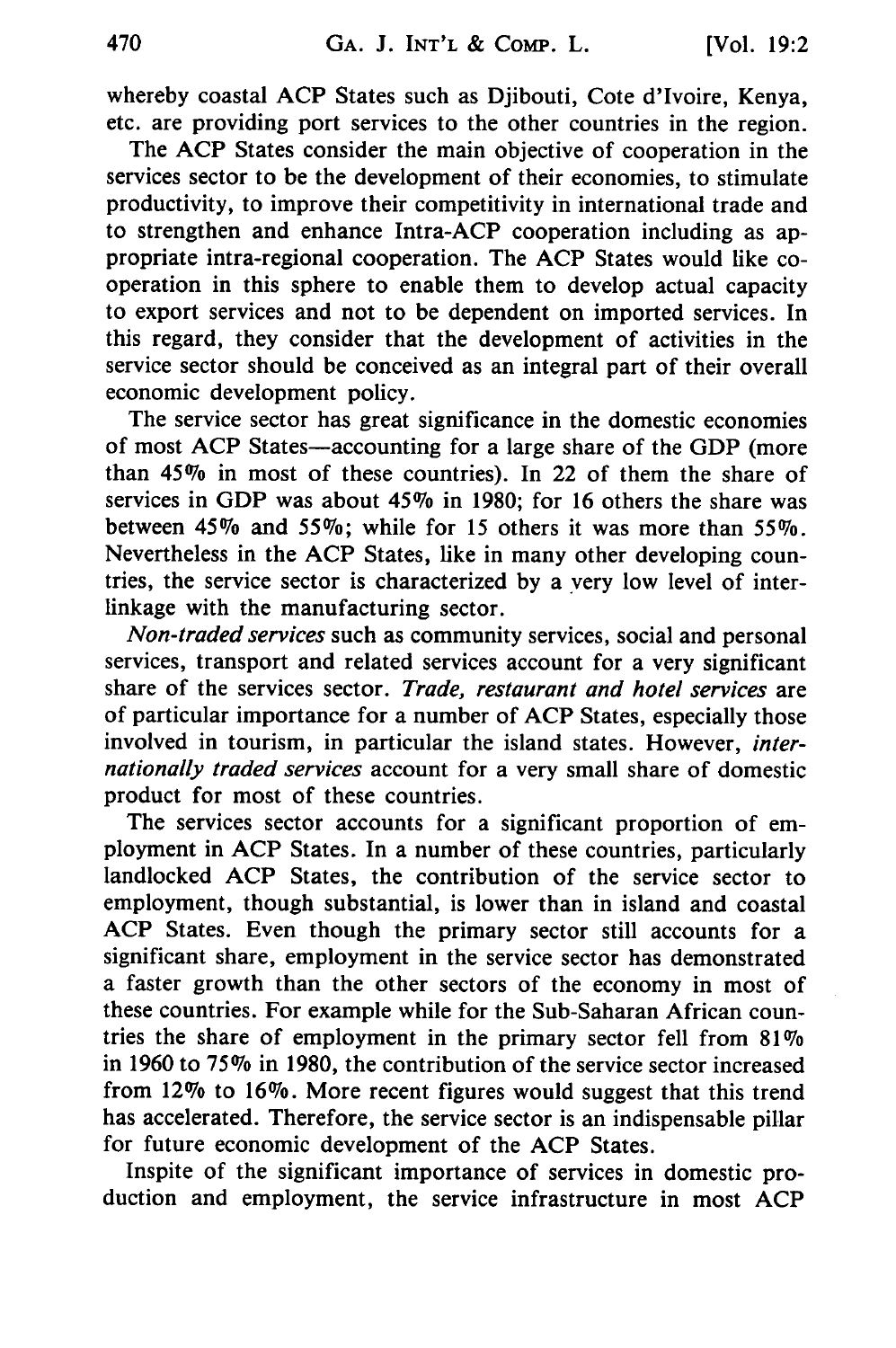whereby coastal ACP States such as Djibouti, Cote d'Ivoire, Kenya, etc. are providing port services to the other countries in the region.

The ACP States consider the main objective of cooperation in the services sector to be the development of their economies, to stimulate productivity, to improve their competitivity in international trade and to strengthen and enhance Intra-ACP cooperation including as appropriate intra-regional cooperation. The ACP States would like cooperation in this sphere to enable them to develop actual capacity to export services and not to be dependent on imported services. In this regard, they consider that the development of activities in the service sector should be conceived as an integral part of their overall economic development policy.

The service sector has great significance in the domestic economies of most ACP States—accounting for a large share of the GDP (more than 45% in most of these countries). In 22 of them the share of services in GDP was about 45% in 1980; for 16 others the share was between 45% and 55%; while for 15 others it was more than 55%. Nevertheless in the ACP States, like in many other developing countries, the service sector is characterized by a very low level of interlinkage with the manufacturing sector.

*Non-traded services* such as community services, social and personal services, transport and related services account for a very significant share of the services sector. *Trade, restaurant and hotel services* are of particular importance for a number of ACP States, especially those involved in tourism, in particular the island states. However, *internationally traded services* account for a very small share of domestic product for most of these countries.

The services sector accounts for a significant proportion of employment in ACP States. In a number of these countries, particularly landlocked ACP States, the contribution of the service sector to employment, though substantial, is lower than in island and coastal ACP States. Even though the primary sector still accounts for a significant share, employment in the service sector has demonstrated a faster growth than the other sectors of the economy in most of these countries. For example while for the Sub-Saharan African countries the share of employment in the primary sector fell from 81% in 1960 to 75% in 1980, the contribution of the service sector increased from 12% to 16%. More recent figures would suggest that this trend has accelerated. Therefore, the service sector is an indispensable pillar for future economic development of the ACP States.

Inspite of the significant importance of services in domestic production and employment, the service infrastructure in most ACP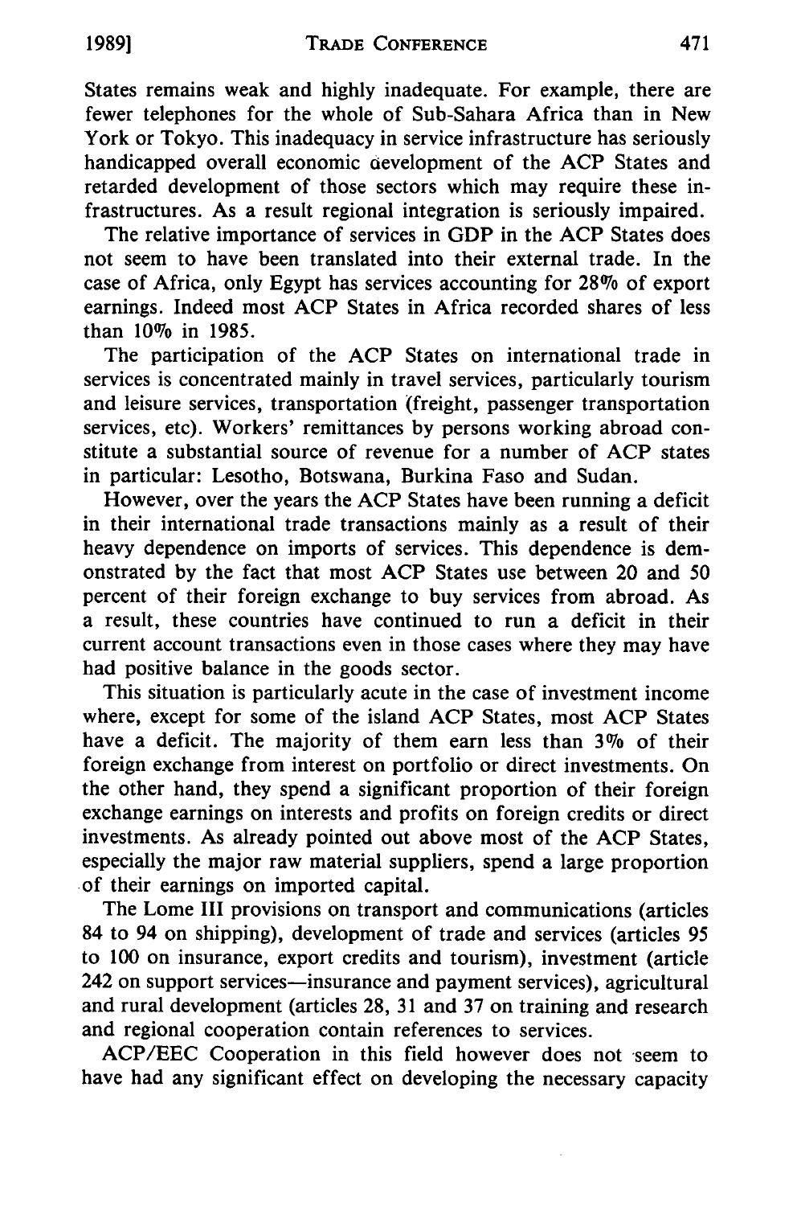States remains weak and highly inadequate. For example, there are fewer telephones for the whole of Sub-Sahara Africa than in New York or Tokyo. This inadequacy in service infrastructure has seriously handicapped overall economic development of the ACP States and retarded development of those sectors which may require these infrastructures. As a result regional integration is seriously impaired.

The relative importance of services in GDP in the ACP States does not seem to have been translated into their external trade. In the case of Africa, only Egypt has services accounting for 28% of export earnings. Indeed most ACP States in Africa recorded shares of less than 10% in 1985.

The participation of the ACP States on international trade in services is concentrated mainly in travel services, particularly tourism and leisure services, transportation (freight, passenger transportation services, etc). Workers' remittances by persons working abroad constitute a substantial source of revenue for a number of ACP states in particular: Lesotho, Botswana, Burkina Faso and Sudan.

However, over the years the ACP States have been running a deficit in their international trade transactions mainly as a result of their heavy dependence on imports of services. This dependence is demonstrated by the fact that most ACP States use between 20 and 50 percent of their foreign exchange to buy services from abroad. As a result, these countries have continued to run a deficit in their current account transactions even in those cases where they may have had positive balance in the goods sector.

This situation is particularly acute in the case of investment income where, except for some of the island ACP States, most ACP States have a deficit. The majority of them earn less than 3% of their foreign exchange from interest on portfolio or direct investments. On the other hand, they spend a significant proportion of their foreign exchange earnings on interests and profits on foreign credits or direct investments. As already pointed out above most of the ACP States, especially the major raw material suppliers, spend a large proportion of their earnings on imported capital.

The Lome III provisions on transport and communications (articles 84 to 94 on shipping), development of trade and services (articles 95 to 100 on insurance, export credits and tourism), investment (article 242 on support services—insurance and payment services), agricultural and rural development (articles 28, 31 and 37 on training and research and regional cooperation contain references to services.

ACP/EEC Cooperation in this field however does not seem to have had any significant effect on developing the necessary capacity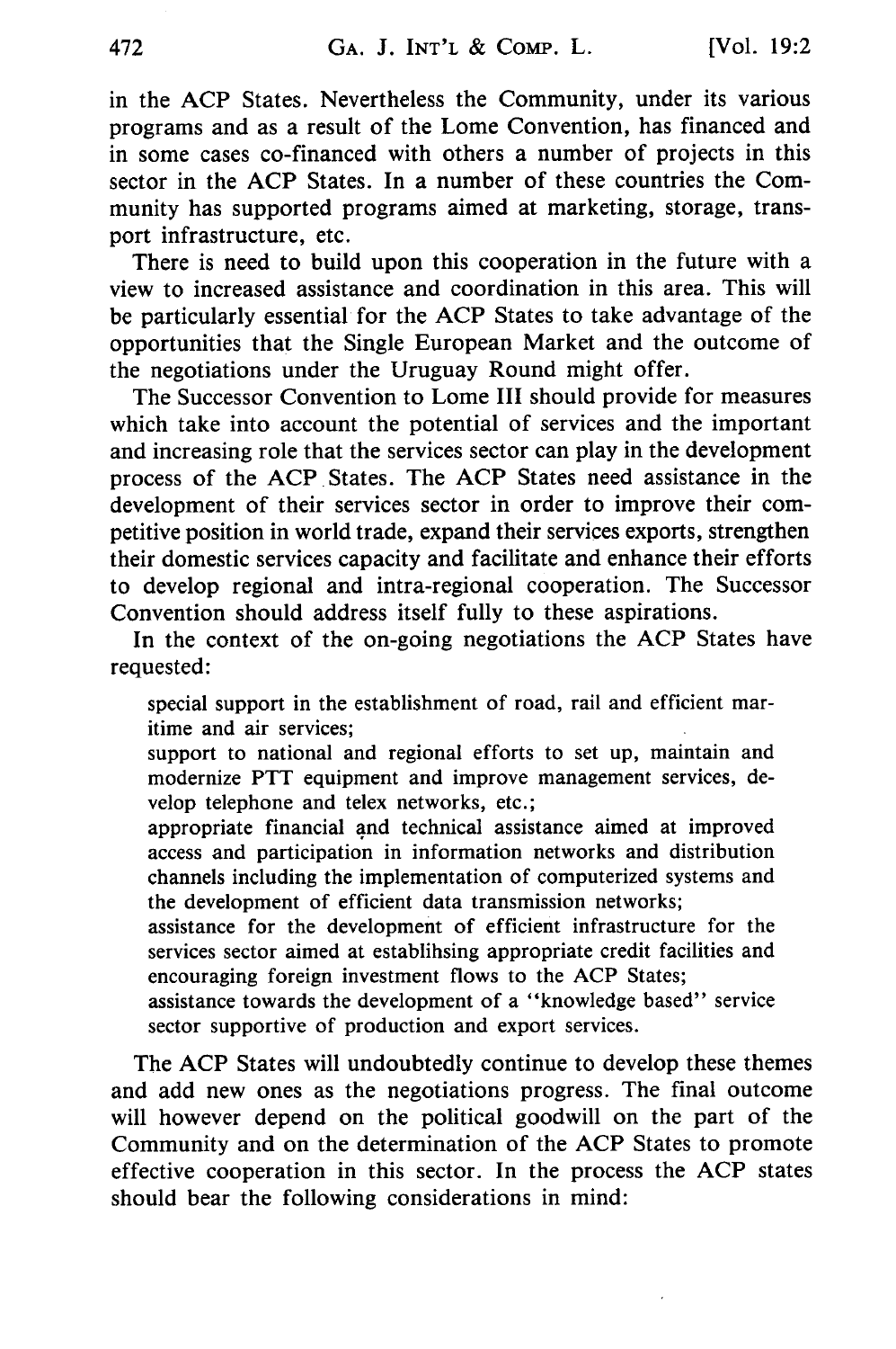in the ACP States. Nevertheless the Community, under its various programs and as a result of the Lome Convention, has financed and in some cases co-financed with others a number of projects in this sector in the ACP States. In a number of these countries the Community has supported programs aimed at marketing, storage, transport infrastructure, etc.

There is need to build upon this cooperation in the future with a view to increased assistance and coordination in this area. This will be particularly essential for the ACP States to take advantage of the opportunities that the Single European Market and the outcome of the negotiations under the Uruguay Round might offer.

The Successor Convention to Lome III should provide for measures which take into account the potential of services and the important and increasing role that the services sector can play in the development process of the ACP States. The ACP States need assistance in the development of their services sector in order to improve their competitive position in world trade, expand their services exports, strengthen their domestic services capacity and facilitate and enhance their efforts to develop regional and intra-regional cooperation. The Successor Convention should address itself fully to these aspirations.

In the context of the on-going negotiations the ACP States have requested:

> special support in the establishment of road, rail and efficient maritime and air services;
>
> support to national and regional efforts to set up, maintain and modernize PTT equipment and improve management services, develop telephone and telex networks, etc.;
>
> appropriate financial and technical assistance aimed at improved access and participation in information networks and distribution channels including the implementation of computerized systems and the development of efficient data transmission networks;
>
> assistance for the development of efficient infrastructure for the services sector aimed at establihsing appropriate credit facilities and encouraging foreign investment flows to the ACP States;
>
> assistance towards the development of a "knowledge based" service sector supportive of production and export services.

The ACP States will undoubtedly continue to develop these themes and add new ones as the negotiations progress. The final outcome will however depend on the political goodwill on the part of the Community and on the determination of the ACP States to promote effective cooperation in this sector. In the process the ACP states should bear the following considerations in mind: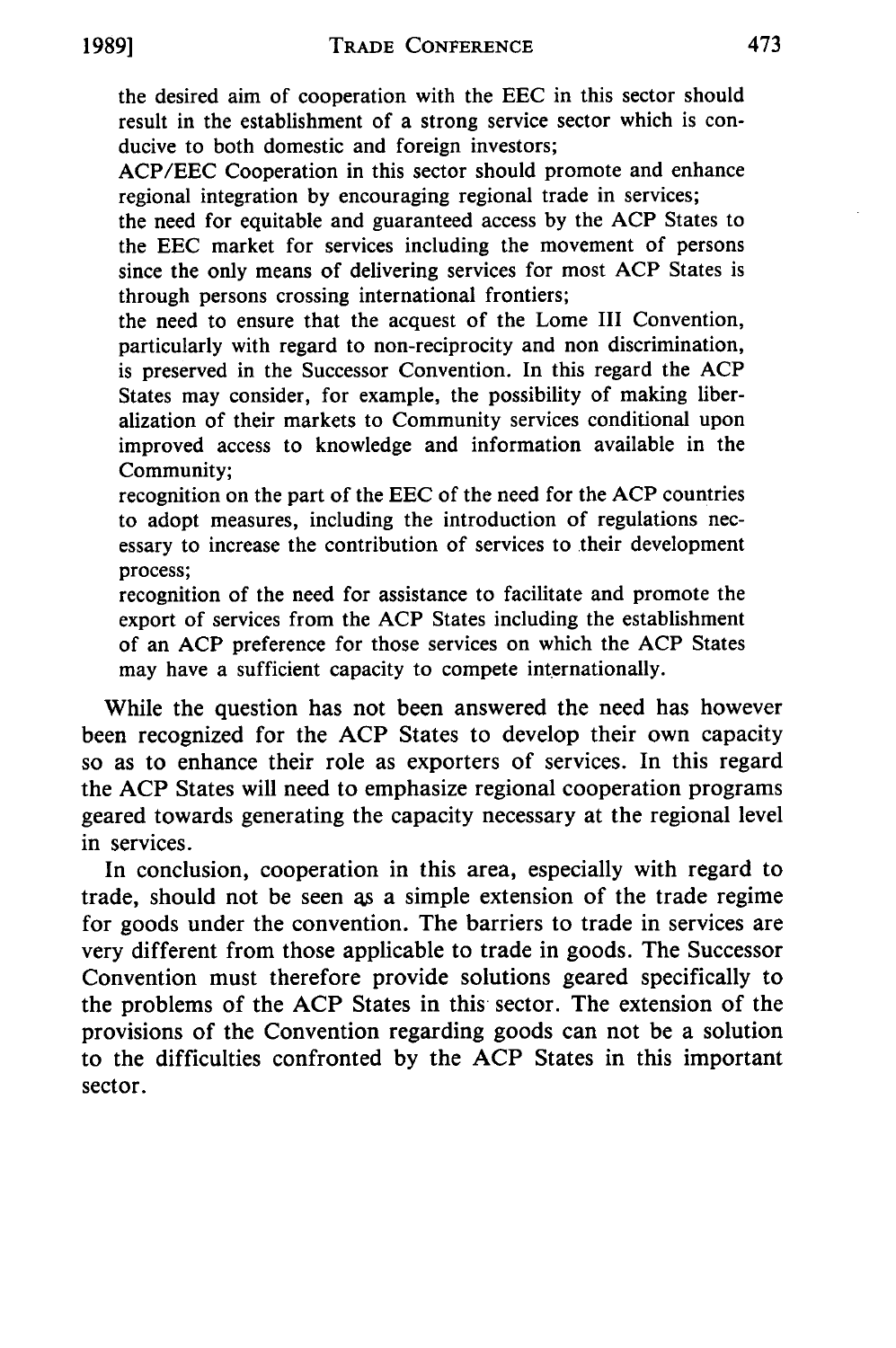the desired aim of cooperation with the EEC in this sector should result in the establishment of a strong service sector which is conducive to both domestic and foreign investors;

ACP/EEC Cooperation in this sector should promote and enhance regional integration by encouraging regional trade in services;

the need for equitable and guaranteed access by the ACP States to the EEC market for services including the movement of persons since the only means of delivering services for most ACP States is through persons crossing international frontiers;

the need to ensure that the acquest of the Lome III Convention, particularly with regard to non-reciprocity and non discrimination, is preserved in the Successor Convention. In this regard the ACP States may consider, for example, the possibility of making liberalization of their markets to Community services conditional upon improved access to knowledge and information available in the Community;

recognition on the part of the EEC of the need for the ACP countries to adopt measures, including the introduction of regulations necessary to increase the contribution of services to their development process;

recognition of the need for assistance to facilitate and promote the export of services from the ACP States including the establishment of an ACP preference for those services on which the ACP States may have a sufficient capacity to compete internationally.

While the question has not been answered the need has however been recognized for the ACP States to develop their own capacity so as to enhance their role as exporters of services. In this regard the ACP States will need to emphasize regional cooperation programs geared towards generating the capacity necessary at the regional level in services.

In conclusion, cooperation in this area, especially with regard to trade, should not be seen as a simple extension of the trade regime for goods under the convention. The barriers to trade in services are very different from those applicable to trade in goods. The Successor Convention must therefore provide solutions geared specifically to the problems of the ACP States in this sector. The extension of the provisions of the Convention regarding goods can not be a solution to the difficulties confronted by the ACP States in this important sector.